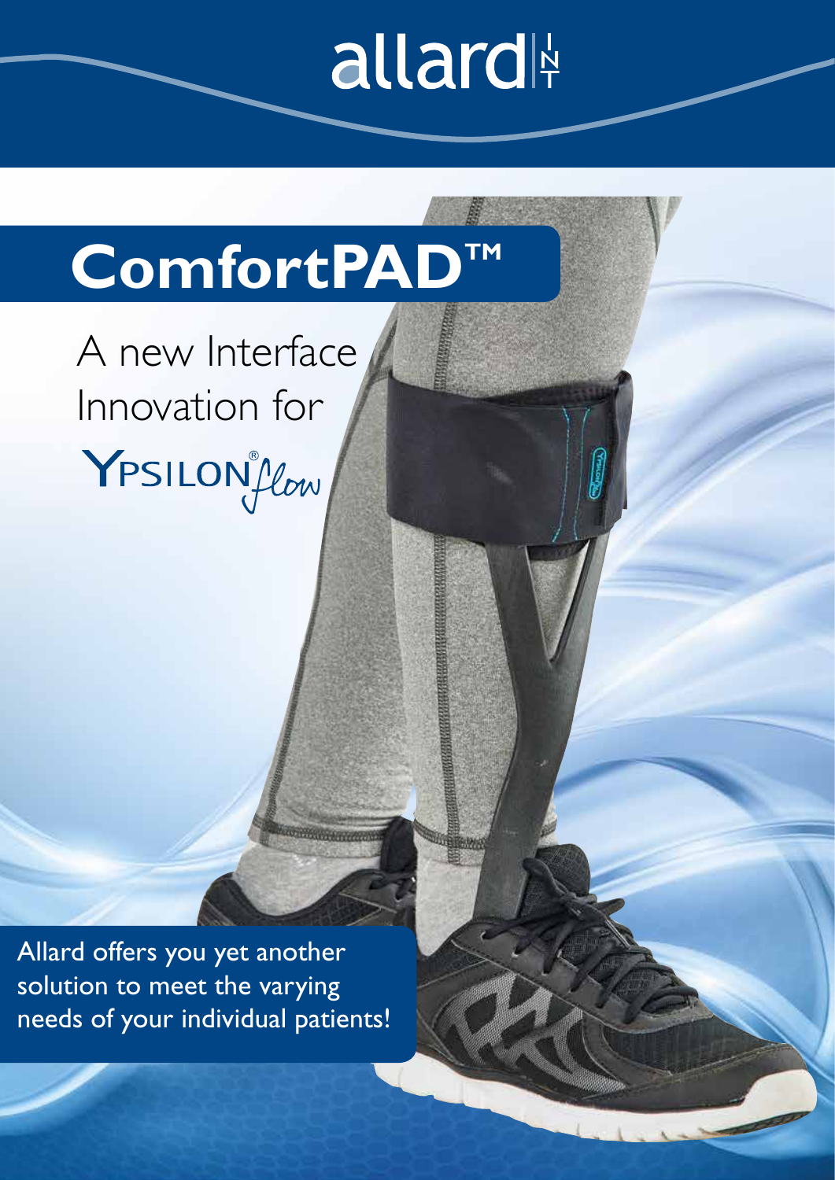allard INT

# ComfortPAD™

A new Interface Innovation for

YPSILON® flow

Allard offers you yet another solution to meet the varying needs of your individual patients!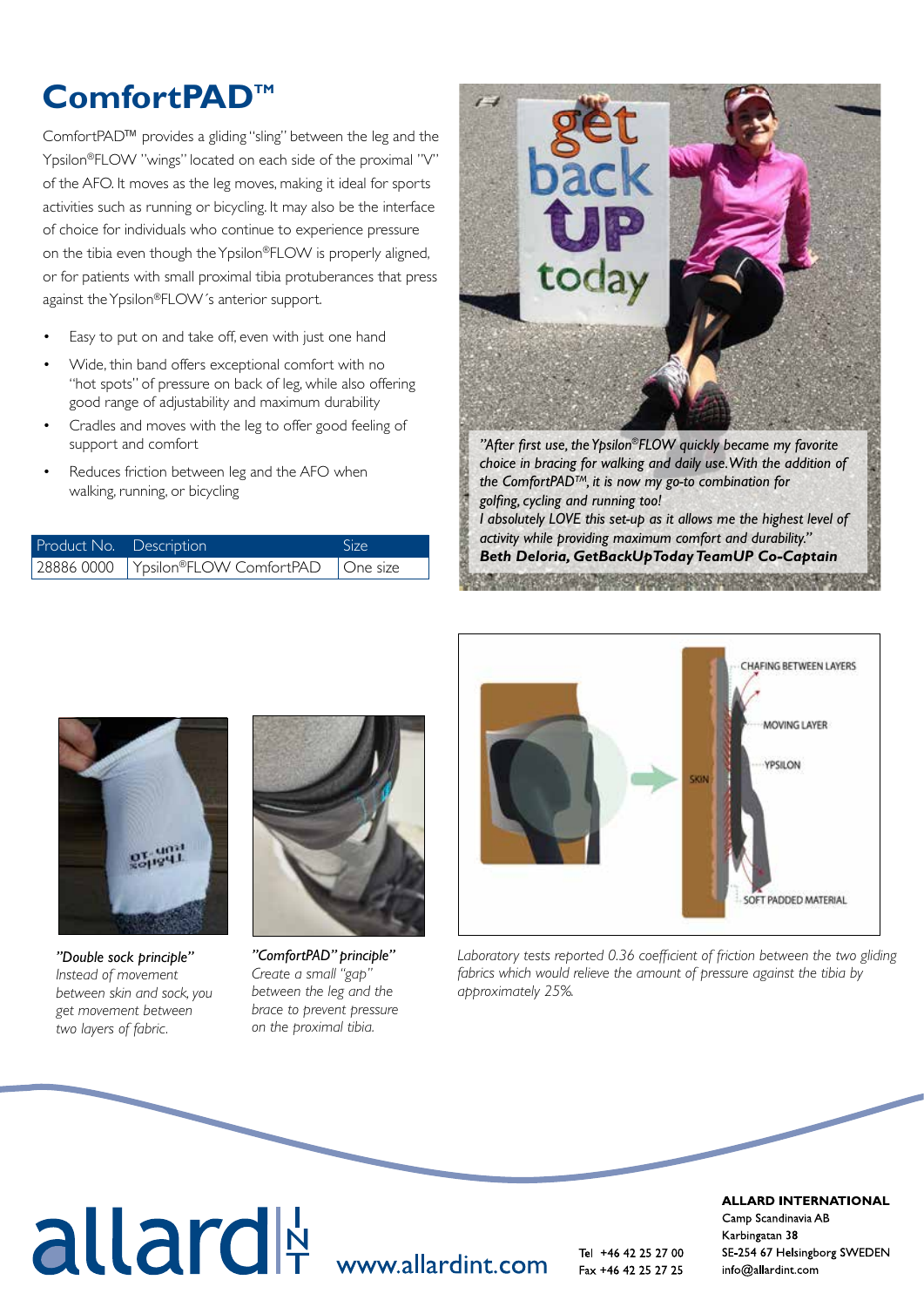# ComfortPAD™

ComfortPAD™ provides a gliding "sling" between the leg and the Ypsilon®FLOW "wings" located on each side of the proximal "V" of the AFO. It moves as the leg moves, making it ideal for sports activities such as running or bicycling. It may also be the interface of choice for individuals who continue to experience pressure on the tibia even though the Ypsilon®FLOW is properly aligned, or for patients with small proximal tibia protuberances that press against the Ypsilon®FLOW´s anterior support.

- Easy to put on and take off, even with just one hand
- Wide, thin band offers exceptional comfort with no "hot spots" of pressure on back of leg, while also offering good range of adjustability and maximum durability
- Cradles and moves with the leg to offer good feeling of support and comfort
- Reduces friction between leg and the AFO when walking, running, or bicycling

| Product No. | Description | Size |
|---|---|---|
| 28886 0000 | Ypsilon®FLOW ComfortPAD | One size |

*"After first use, the Ypsilon®FLOW quickly became my favorite choice in bracing for walking and daily use. With the addition of the ComfortPAD™, it is now my go-to combination for golfing, cycling and running too!*
*I absolutely LOVE this set-up as it allows me the highest level of activity while providing maximum comfort and durability."*
***Beth Deloria, GetBackUpToday TeamUP Co-Captain***

*"Double sock principle"*
*Instead of movement between skin and sock, you get movement between two layers of fabric.*

*"ComfortPAD" principle"*
*Create a small "gap" between the leg and the brace to prevent pressure on the proximal tibia.*

CHAFING BETWEEN LAYERS
MOVING LAYER
YPSILON
SKIN
SOFT PADDED MATERIAL

*Laboratory tests reported 0.36 coefficient of friction between the two gliding fabrics which would relieve the amount of pressure against the tibia by approximately 25%.*

allard INT www.allardint.com

Tel +46 42 25 27 00
Fax +46 42 25 27 25

**ALLARD INTERNATIONAL**
Camp Scandinavia AB
Karbingatan 38
SE-254 67 Helsingborg SWEDEN
info@allardint.com